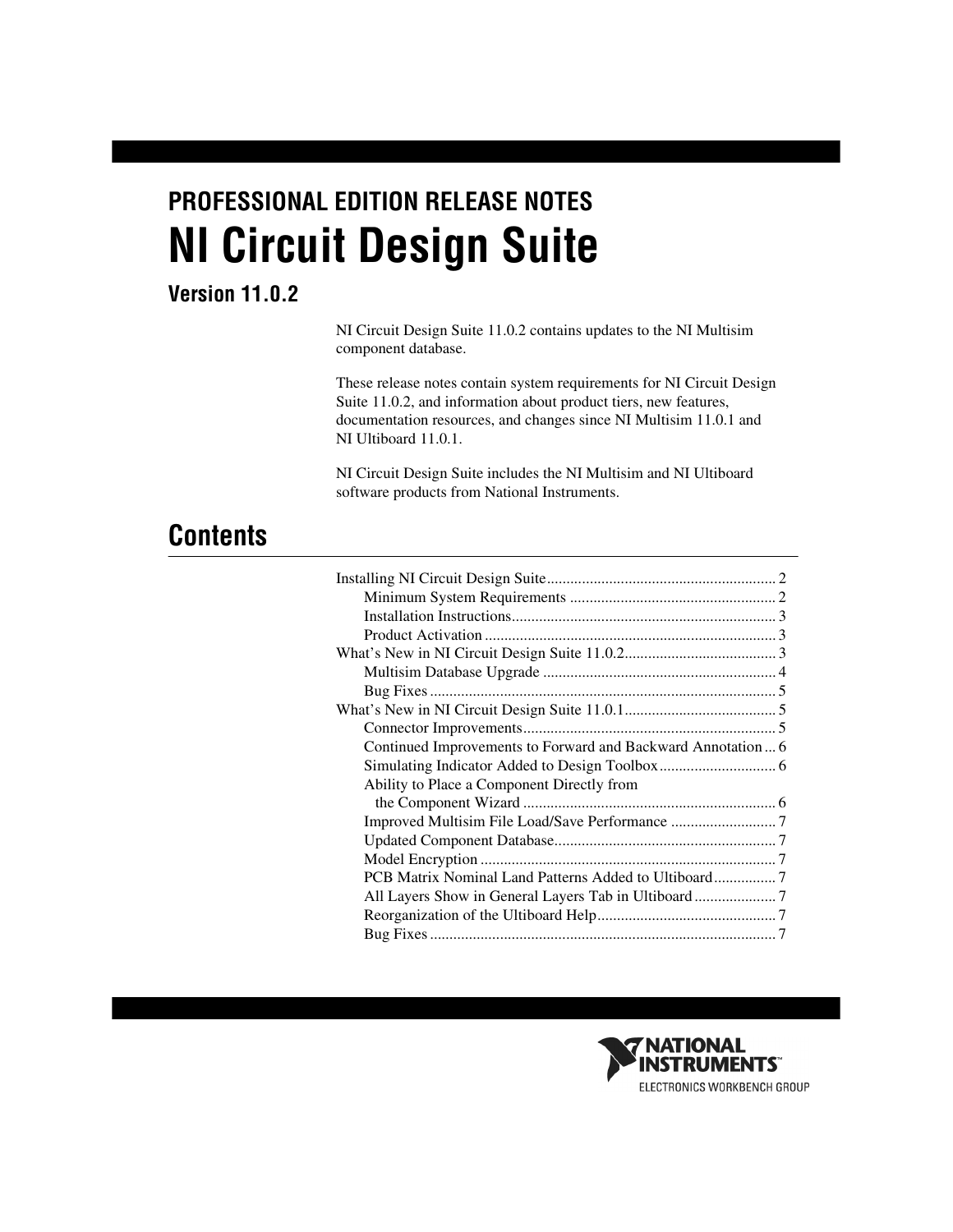# PROFESSIONAL EDITION RELEASE NOTES

# NI Circuit Design Suite

## Version 11.0.2

NI Circuit Design Suite 11.0.2 contains updates to the NI Multisim component database.

These release notes contain system requirements for NI Circuit Design Suite 11.0.2, and information about product tiers, new features, documentation resources, and changes since NI Multisim 11.0.1 and NI Ultiboard 11.0.1.

NI Circuit Design Suite includes the NI Multisim and NI Ultiboard software products from National Instruments.

## Contents

- Installing NI Circuit Design Suite ........ 2
  - Minimum System Requirements ........ 2
  - Installation Instructions ........ 3
  - Product Activation ........ 3
- What's New in NI Circuit Design Suite 11.0.2 ........ 3
  - Multisim Database Upgrade ........ 4
  - Bug Fixes ........ 5
- What's New in NI Circuit Design Suite 11.0.1 ........ 5
  - Connector Improvements ........ 5
  - Continued Improvements to Forward and Backward Annotation ... 6
  - Simulating Indicator Added to Design Toolbox ........ 6
  - Ability to Place a Component Directly from the Component Wizard ........ 6
  - Improved Multisim File Load/Save Performance ........ 7
  - Updated Component Database ........ 7
  - Model Encryption ........ 7
  - PCB Matrix Nominal Land Patterns Added to Ultiboard ........ 7
  - All Layers Show in General Layers Tab in Ultiboard ........ 7
  - Reorganization of the Ultiboard Help ........ 7
  - Bug Fixes ........ 7

NATIONAL INSTRUMENTS™
ELECTRONICS WORKBENCH GROUP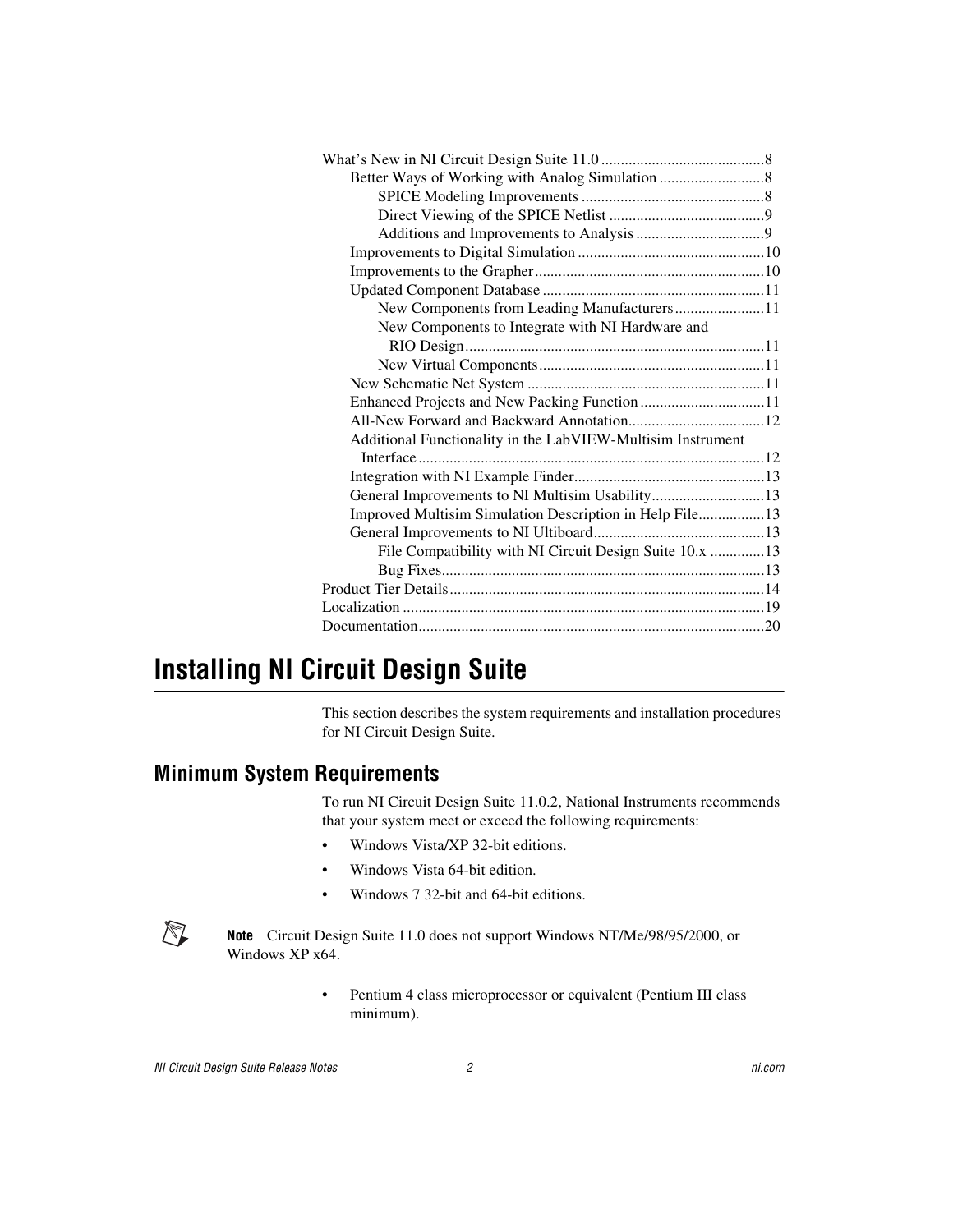What's New in NI Circuit Design Suite 11.0 ..........................................8
    Better Ways of Working with Analog Simulation ...........................8
        SPICE Modeling Improvements ..............................................8
        Direct Viewing of the SPICE Netlist ........................................9
        Additions and Improvements to Analysis .................................9
    Improvements to Digital Simulation ................................................10
    Improvements to the Grapher ..........................................................10
    Updated Component Database .........................................................11
        New Components from Leading Manufacturers.......................11
        New Components to Integrate with NI Hardware and RIO Design............................................................................11
        New Virtual Components ..........................................................11
    New Schematic Net System ............................................................11
    Enhanced Projects and New Packing Function ................................11
    All-New Forward and Backward Annotation...................................12
    Additional Functionality in the LabVIEW-Multisim Instrument Interface ........................................................................................12
    Integration with NI Example Finder.................................................13
    General Improvements to NI Multisim Usability.............................13
    Improved Multisim Simulation Description in Help File.................13
    General Improvements to NI Ultiboard............................................13
        File Compatibility with NI Circuit Design Suite 10.x ..............13
        Bug Fixes..................................................................................13
Product Tier Details.................................................................................14
Localization ............................................................................................19
Documentation........................................................................................20

# Installing NI Circuit Design Suite

This section describes the system requirements and installation procedures for NI Circuit Design Suite.

## Minimum System Requirements

To run NI Circuit Design Suite 11.0.2, National Instruments recommends that your system meet or exceed the following requirements:

- Windows Vista/XP 32-bit editions.
- Windows Vista 64-bit edition.
- Windows 7 32-bit and 64-bit editions.

**Note** Circuit Design Suite 11.0 does not support Windows NT/Me/98/95/2000, or Windows XP x64.

- Pentium 4 class microprocessor or equivalent (Pentium III class minimum).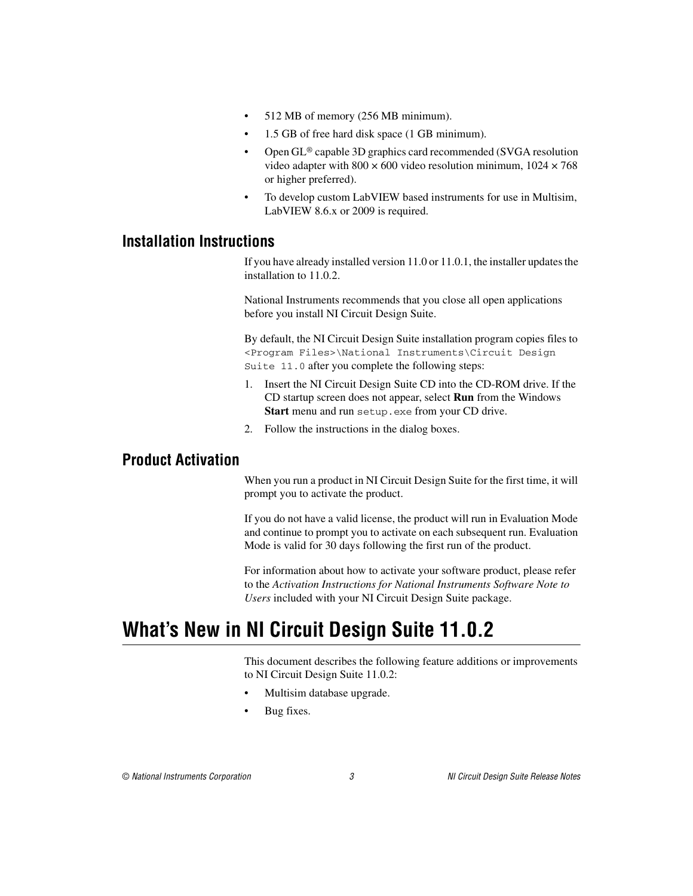- 512 MB of memory (256 MB minimum).
- 1.5 GB of free hard disk space (1 GB minimum).
- Open GL® capable 3D graphics card recommended (SVGA resolution video adapter with 800 × 600 video resolution minimum, 1024 × 768 or higher preferred).
- To develop custom LabVIEW based instruments for use in Multisim, LabVIEW 8.6.x or 2009 is required.

## Installation Instructions

If you have already installed version 11.0 or 11.0.1, the installer updates the installation to 11.0.2.

National Instruments recommends that you close all open applications before you install NI Circuit Design Suite.

By default, the NI Circuit Design Suite installation program copies files to `<Program Files>\National Instruments\Circuit Design Suite 11.0` after you complete the following steps:

1. Insert the NI Circuit Design Suite CD into the CD-ROM drive. If the CD startup screen does not appear, select **Run** from the Windows **Start** menu and run `setup.exe` from your CD drive.
2. Follow the instructions in the dialog boxes.

## Product Activation

When you run a product in NI Circuit Design Suite for the first time, it will prompt you to activate the product.

If you do not have a valid license, the product will run in Evaluation Mode and continue to prompt you to activate on each subsequent run. Evaluation Mode is valid for 30 days following the first run of the product.

For information about how to activate your software product, please refer to the *Activation Instructions for National Instruments Software Note to Users* included with your NI Circuit Design Suite package.

# What's New in NI Circuit Design Suite 11.0.2

This document describes the following feature additions or improvements to NI Circuit Design Suite 11.0.2:

- Multisim database upgrade.
- Bug fixes.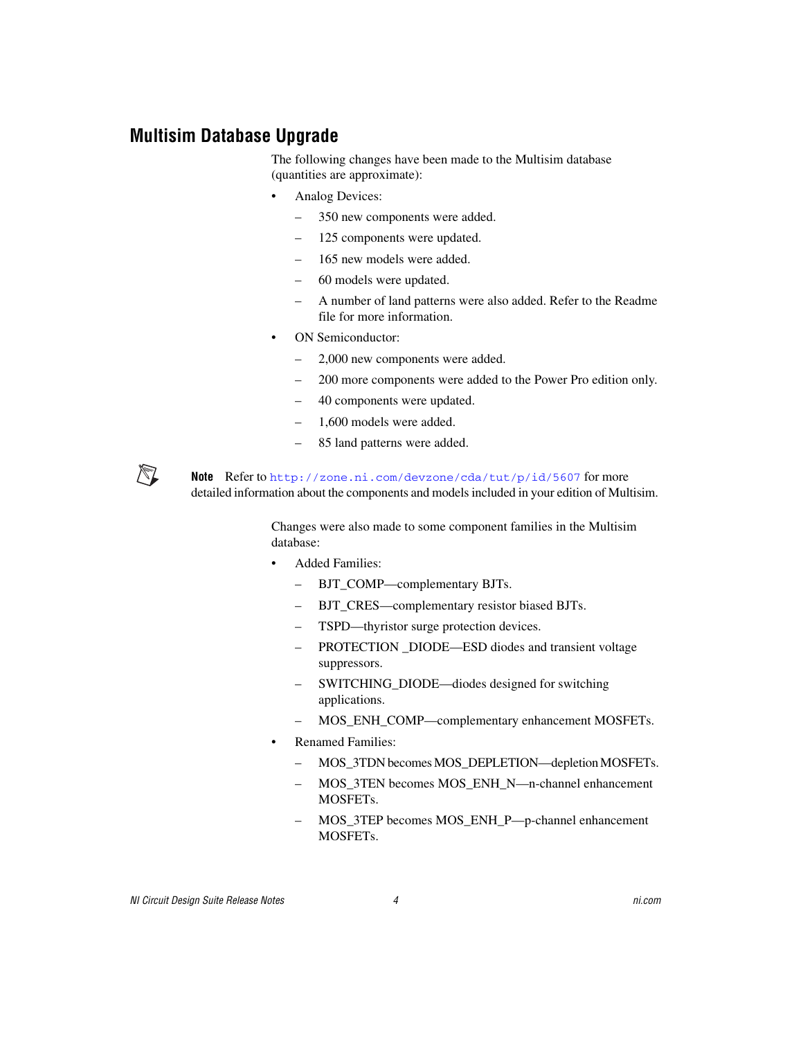## Multisim Database Upgrade

The following changes have been made to the Multisim database (quantities are approximate):

- Analog Devices:
  - 350 new components were added.
  - 125 components were updated.
  - 165 new models were added.
  - 60 models were updated.
  - A number of land patterns were also added. Refer to the Readme file for more information.
- ON Semiconductor:
  - 2,000 new components were added.
  - 200 more components were added to the Power Pro edition only.
  - 40 components were updated.
  - 1,600 models were added.
  - 85 land patterns were added.

**Note** Refer to http://zone.ni.com/devzone/cda/tut/p/id/5607 for more detailed information about the components and models included in your edition of Multisim.

Changes were also made to some component families in the Multisim database:

- Added Families:
  - BJT_COMP—complementary BJTs.
  - BJT_CRES—complementary resistor biased BJTs.
  - TSPD—thyristor surge protection devices.
  - PROTECTION _DIODE—ESD diodes and transient voltage suppressors.
  - SWITCHING_DIODE—diodes designed for switching applications.
  - MOS_ENH_COMP—complementary enhancement MOSFETs.
- Renamed Families:
  - MOS_3TDN becomes MOS_DEPLETION—depletion MOSFETs.
  - MOS_3TEN becomes MOS_ENH_N—n-channel enhancement MOSFETs.
  - MOS_3TEP becomes MOS_ENH_P—p-channel enhancement MOSFETs.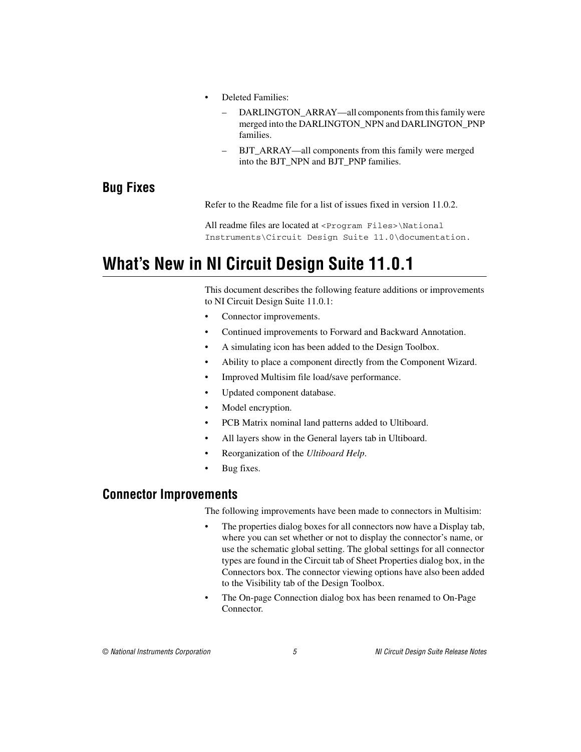- Deleted Families:
  - DARLINGTON_ARRAY—all components from this family were merged into the DARLINGTON_NPN and DARLINGTON_PNP families.
  - BJT_ARRAY—all components from this family were merged into the BJT_NPN and BJT_PNP families.

## Bug Fixes

Refer to the Readme file for a list of issues fixed in version 11.0.2.

All readme files are located at `<Program Files>\National Instruments\Circuit Design Suite 11.0\documentation`.

# What's New in NI Circuit Design Suite 11.0.1

This document describes the following feature additions or improvements to NI Circuit Design Suite 11.0.1:

- Connector improvements.
- Continued improvements to Forward and Backward Annotation.
- A simulating icon has been added to the Design Toolbox.
- Ability to place a component directly from the Component Wizard.
- Improved Multisim file load/save performance.
- Updated component database.
- Model encryption.
- PCB Matrix nominal land patterns added to Ultiboard.
- All layers show in the General layers tab in Ultiboard.
- Reorganization of the *Ultiboard Help*.
- Bug fixes.

## Connector Improvements

The following improvements have been made to connectors in Multisim:

- The properties dialog boxes for all connectors now have a Display tab, where you can set whether or not to display the connector's name, or use the schematic global setting. The global settings for all connector types are found in the Circuit tab of Sheet Properties dialog box, in the Connectors box. The connector viewing options have also been added to the Visibility tab of the Design Toolbox.
- The On-page Connection dialog box has been renamed to On-Page Connector.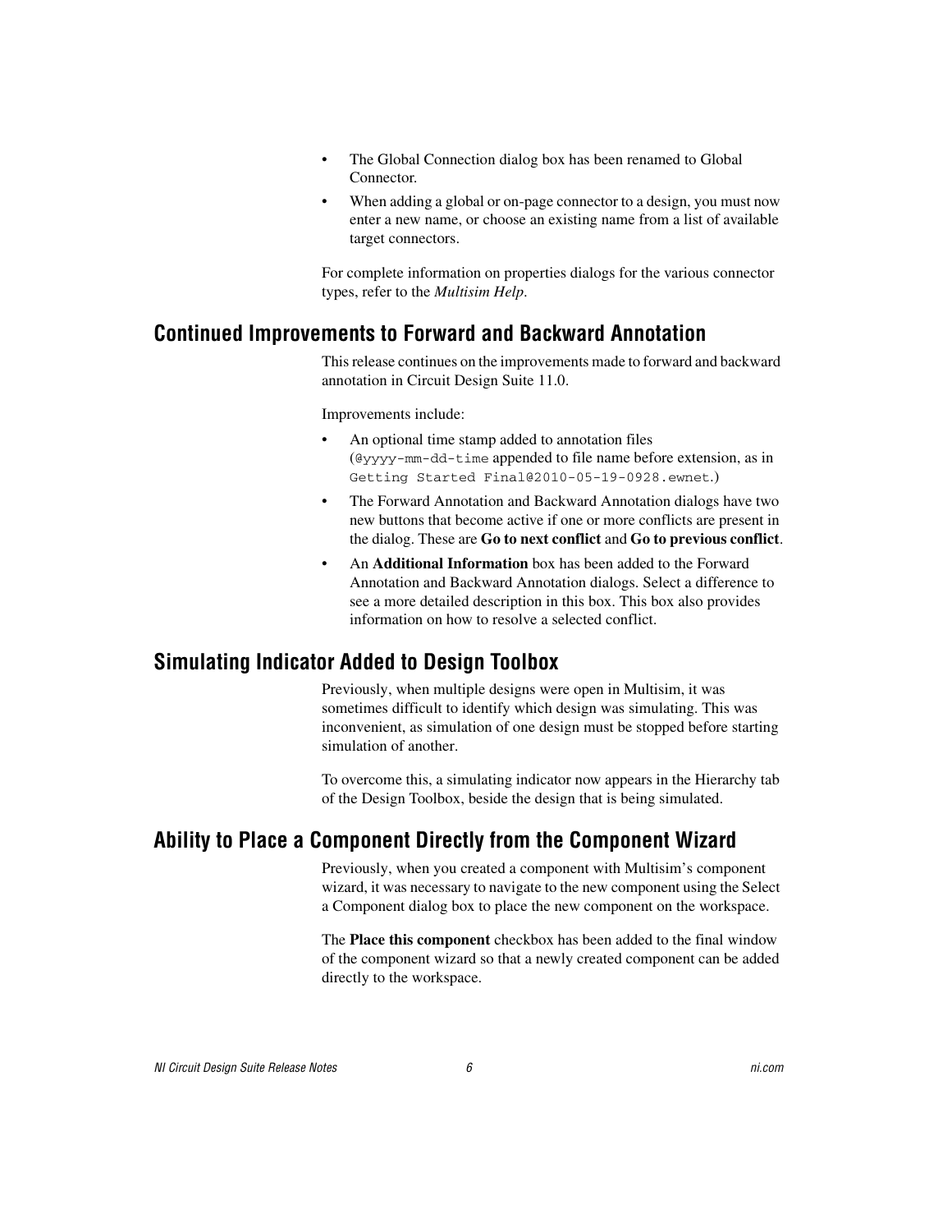- The Global Connection dialog box has been renamed to Global Connector.
- When adding a global or on-page connector to a design, you must now enter a new name, or choose an existing name from a list of available target connectors.

For complete information on properties dialogs for the various connector types, refer to the *Multisim Help*.

## Continued Improvements to Forward and Backward Annotation

This release continues on the improvements made to forward and backward annotation in Circuit Design Suite 11.0.

Improvements include:

- An optional time stamp added to annotation files (`@yyyy-mm-dd-time` appended to file name before extension, as in `Getting Started Final@2010-05-19-0928.ewnet`.)
- The Forward Annotation and Backward Annotation dialogs have two new buttons that become active if one or more conflicts are present in the dialog. These are **Go to next conflict** and **Go to previous conflict**.
- An **Additional Information** box has been added to the Forward Annotation and Backward Annotation dialogs. Select a difference to see a more detailed description in this box. This box also provides information on how to resolve a selected conflict.

## Simulating Indicator Added to Design Toolbox

Previously, when multiple designs were open in Multisim, it was sometimes difficult to identify which design was simulating. This was inconvenient, as simulation of one design must be stopped before starting simulation of another.

To overcome this, a simulating indicator now appears in the Hierarchy tab of the Design Toolbox, beside the design that is being simulated.

## Ability to Place a Component Directly from the Component Wizard

Previously, when you created a component with Multisim's component wizard, it was necessary to navigate to the new component using the Select a Component dialog box to place the new component on the workspace.

The **Place this component** checkbox has been added to the final window of the component wizard so that a newly created component can be added directly to the workspace.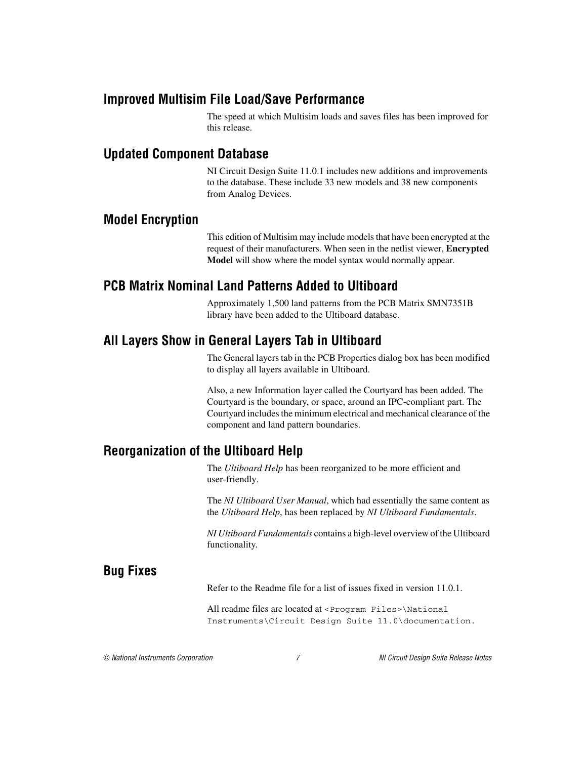## Improved Multisim File Load/Save Performance

The speed at which Multisim loads and saves files has been improved for this release.

## Updated Component Database

NI Circuit Design Suite 11.0.1 includes new additions and improvements to the database. These include 33 new models and 38 new components from Analog Devices.

## Model Encryption

This edition of Multisim may include models that have been encrypted at the request of their manufacturers. When seen in the netlist viewer, **Encrypted Model** will show where the model syntax would normally appear.

## PCB Matrix Nominal Land Patterns Added to Ultiboard

Approximately 1,500 land patterns from the PCB Matrix SMN7351B library have been added to the Ultiboard database.

## All Layers Show in General Layers Tab in Ultiboard

The General layers tab in the PCB Properties dialog box has been modified to display all layers available in Ultiboard.

Also, a new Information layer called the Courtyard has been added. The Courtyard is the boundary, or space, around an IPC-compliant part. The Courtyard includes the minimum electrical and mechanical clearance of the component and land pattern boundaries.

## Reorganization of the Ultiboard Help

The *Ultiboard Help* has been reorganized to be more efficient and user-friendly.

The *NI Ultiboard User Manual*, which had essentially the same content as the *Ultiboard Help*, has been replaced by *NI Ultiboard Fundamentals*.

*NI Ultiboard Fundamentals* contains a high-level overview of the Ultiboard functionality.

## Bug Fixes

Refer to the Readme file for a list of issues fixed in version 11.0.1.

All readme files are located at `<Program Files>\National Instruments\Circuit Design Suite 11.0\documentation`.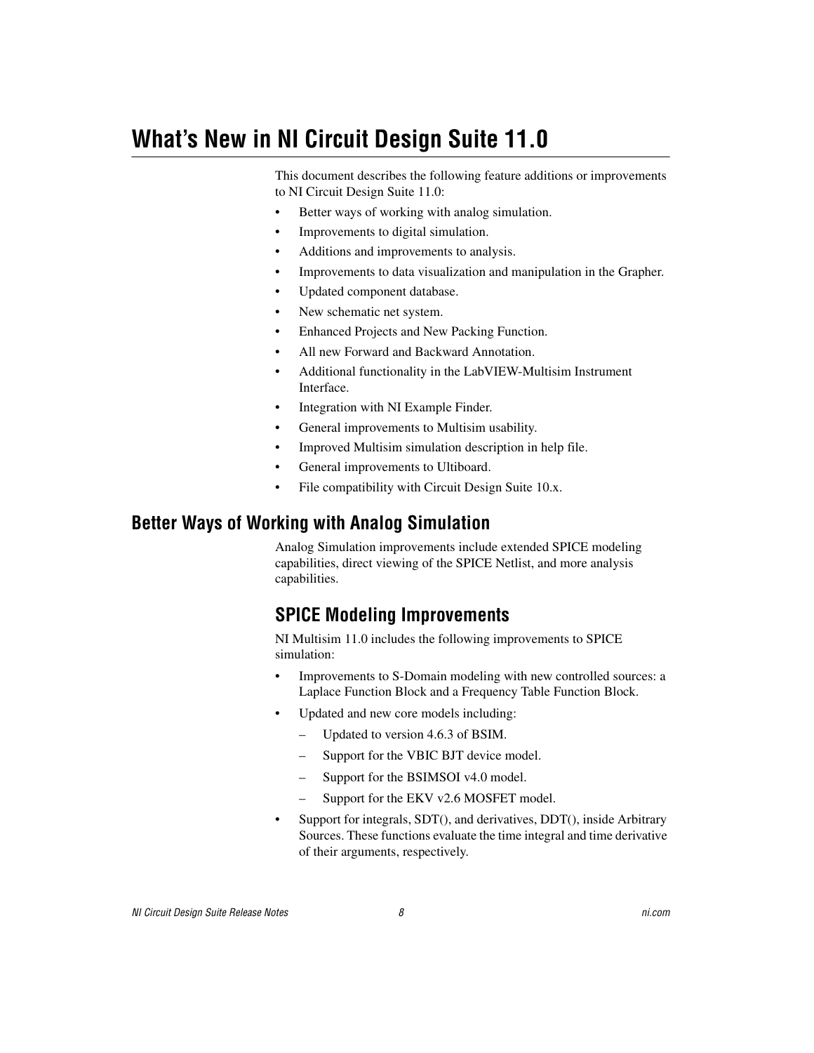# What's New in NI Circuit Design Suite 11.0

This document describes the following feature additions or improvements to NI Circuit Design Suite 11.0:

- Better ways of working with analog simulation.
- Improvements to digital simulation.
- Additions and improvements to analysis.
- Improvements to data visualization and manipulation in the Grapher.
- Updated component database.
- New schematic net system.
- Enhanced Projects and New Packing Function.
- All new Forward and Backward Annotation.
- Additional functionality in the LabVIEW-Multisim Instrument Interface.
- Integration with NI Example Finder.
- General improvements to Multisim usability.
- Improved Multisim simulation description in help file.
- General improvements to Ultiboard.
- File compatibility with Circuit Design Suite 10.x.

## Better Ways of Working with Analog Simulation

Analog Simulation improvements include extended SPICE modeling capabilities, direct viewing of the SPICE Netlist, and more analysis capabilities.

### SPICE Modeling Improvements

NI Multisim 11.0 includes the following improvements to SPICE simulation:

- Improvements to S-Domain modeling with new controlled sources: a Laplace Function Block and a Frequency Table Function Block.
- Updated and new core models including:
  - Updated to version 4.6.3 of BSIM.
  - Support for the VBIC BJT device model.
  - Support for the BSIMSOI v4.0 model.
  - Support for the EKV v2.6 MOSFET model.
- Support for integrals, SDT(), and derivatives, DDT(), inside Arbitrary Sources. These functions evaluate the time integral and time derivative of their arguments, respectively.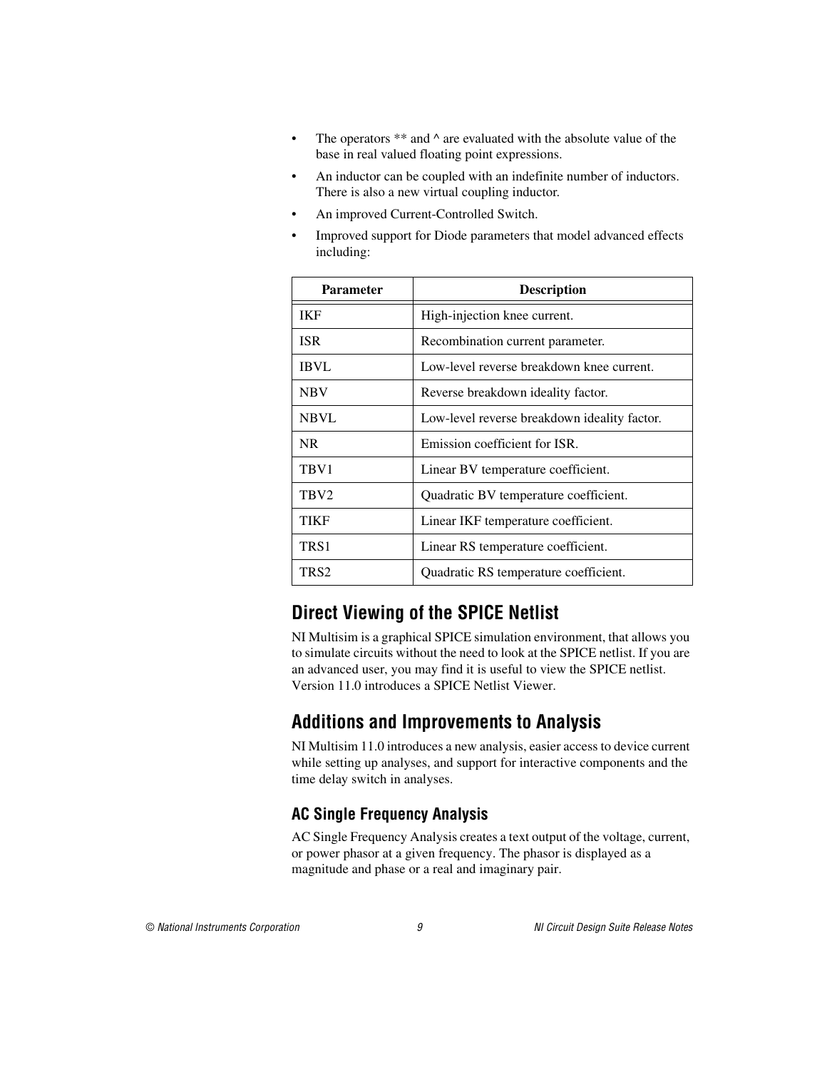- The operators ** and ^ are evaluated with the absolute value of the base in real valued floating point expressions.
- An inductor can be coupled with an indefinite number of inductors. There is also a new virtual coupling inductor.
- An improved Current-Controlled Switch.
- Improved support for Diode parameters that model advanced effects including:

| Parameter | Description |
|---|---|
| IKF | High-injection knee current. |
| ISR | Recombination current parameter. |
| IBVL | Low-level reverse breakdown knee current. |
| NBV | Reverse breakdown ideality factor. |
| NBVL | Low-level reverse breakdown ideality factor. |
| NR | Emission coefficient for ISR. |
| TBV1 | Linear BV temperature coefficient. |
| TBV2 | Quadratic BV temperature coefficient. |
| TIKF | Linear IKF temperature coefficient. |
| TRS1 | Linear RS temperature coefficient. |
| TRS2 | Quadratic RS temperature coefficient. |

## Direct Viewing of the SPICE Netlist

NI Multisim is a graphical SPICE simulation environment, that allows you to simulate circuits without the need to look at the SPICE netlist. If you are an advanced user, you may find it is useful to view the SPICE netlist. Version 11.0 introduces a SPICE Netlist Viewer.

## Additions and Improvements to Analysis

NI Multisim 11.0 introduces a new analysis, easier access to device current while setting up analyses, and support for interactive components and the time delay switch in analyses.

### AC Single Frequency Analysis

AC Single Frequency Analysis creates a text output of the voltage, current, or power phasor at a given frequency. The phasor is displayed as a magnitude and phase or a real and imaginary pair.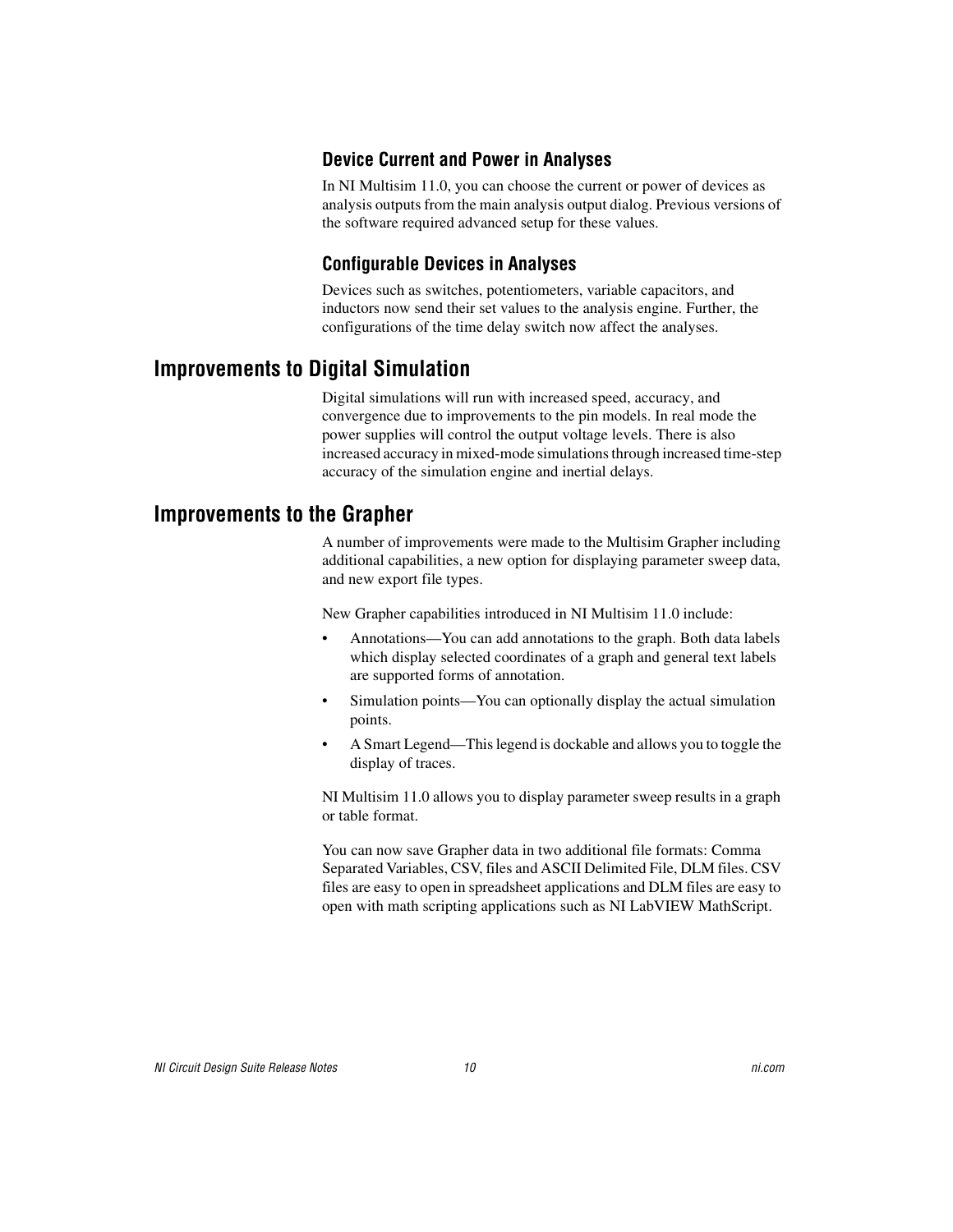### Device Current and Power in Analyses

In NI Multisim 11.0, you can choose the current or power of devices as analysis outputs from the main analysis output dialog. Previous versions of the software required advanced setup for these values.

### Configurable Devices in Analyses

Devices such as switches, potentiometers, variable capacitors, and inductors now send their set values to the analysis engine. Further, the configurations of the time delay switch now affect the analyses.

## Improvements to Digital Simulation

Digital simulations will run with increased speed, accuracy, and convergence due to improvements to the pin models. In real mode the power supplies will control the output voltage levels. There is also increased accuracy in mixed-mode simulations through increased time-step accuracy of the simulation engine and inertial delays.

## Improvements to the Grapher

A number of improvements were made to the Multisim Grapher including additional capabilities, a new option for displaying parameter sweep data, and new export file types.

New Grapher capabilities introduced in NI Multisim 11.0 include:

- Annotations—You can add annotations to the graph. Both data labels which display selected coordinates of a graph and general text labels are supported forms of annotation.
- Simulation points—You can optionally display the actual simulation points.
- A Smart Legend—This legend is dockable and allows you to toggle the display of traces.

NI Multisim 11.0 allows you to display parameter sweep results in a graph or table format.

You can now save Grapher data in two additional file formats: Comma Separated Variables, CSV, files and ASCII Delimited File, DLM files. CSV files are easy to open in spreadsheet applications and DLM files are easy to open with math scripting applications such as NI LabVIEW MathScript.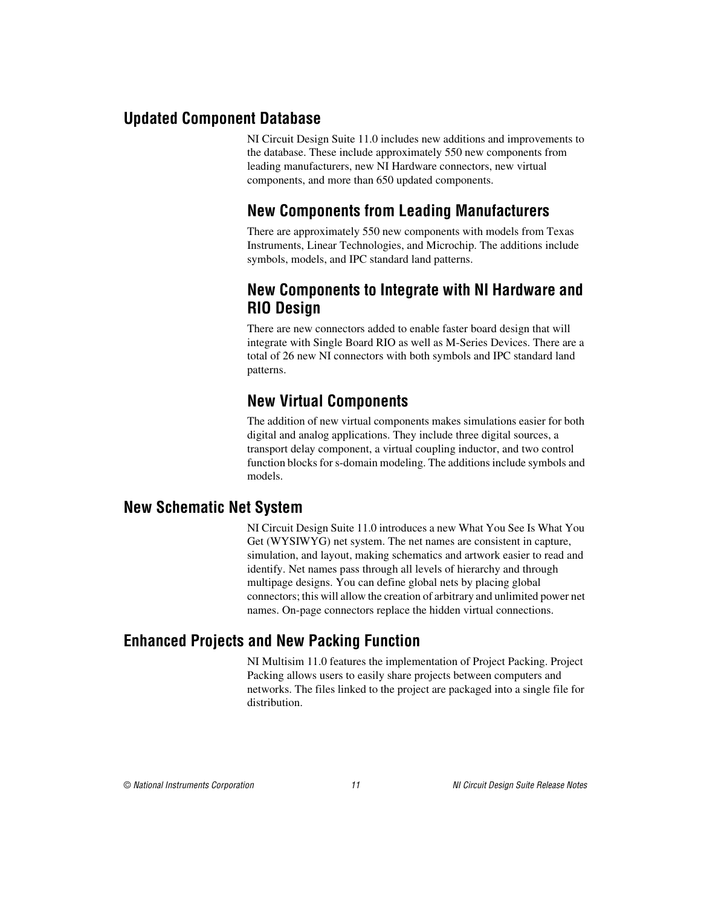## Updated Component Database

NI Circuit Design Suite 11.0 includes new additions and improvements to the database. These include approximately 550 new components from leading manufacturers, new NI Hardware connectors, new virtual components, and more than 650 updated components.

### New Components from Leading Manufacturers

There are approximately 550 new components with models from Texas Instruments, Linear Technologies, and Microchip. The additions include symbols, models, and IPC standard land patterns.

### New Components to Integrate with NI Hardware and RIO Design

There are new connectors added to enable faster board design that will integrate with Single Board RIO as well as M-Series Devices. There are a total of 26 new NI connectors with both symbols and IPC standard land patterns.

### New Virtual Components

The addition of new virtual components makes simulations easier for both digital and analog applications. They include three digital sources, a transport delay component, a virtual coupling inductor, and two control function blocks for s-domain modeling. The additions include symbols and models.

## New Schematic Net System

NI Circuit Design Suite 11.0 introduces a new What You See Is What You Get (WYSIWYG) net system. The net names are consistent in capture, simulation, and layout, making schematics and artwork easier to read and identify. Net names pass through all levels of hierarchy and through multipage designs. You can define global nets by placing global connectors; this will allow the creation of arbitrary and unlimited power net names. On-page connectors replace the hidden virtual connections.

## Enhanced Projects and New Packing Function

NI Multisim 11.0 features the implementation of Project Packing. Project Packing allows users to easily share projects between computers and networks. The files linked to the project are packaged into a single file for distribution.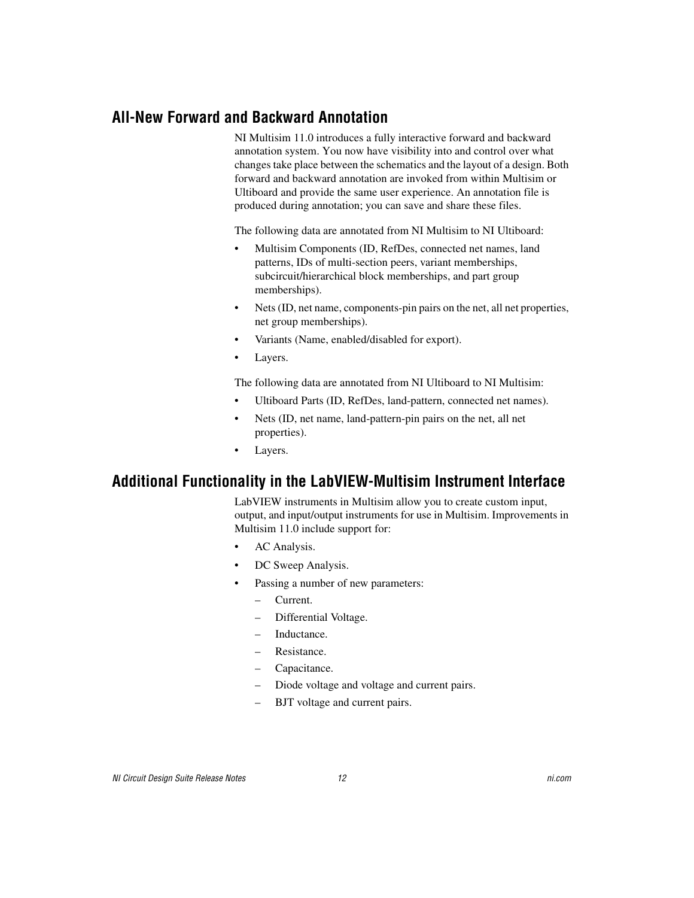## All-New Forward and Backward Annotation

NI Multisim 11.0 introduces a fully interactive forward and backward annotation system. You now have visibility into and control over what changes take place between the schematics and the layout of a design. Both forward and backward annotation are invoked from within Multisim or Ultiboard and provide the same user experience. An annotation file is produced during annotation; you can save and share these files.

The following data are annotated from NI Multisim to NI Ultiboard:

- Multisim Components (ID, RefDes, connected net names, land patterns, IDs of multi-section peers, variant memberships, subcircuit/hierarchical block memberships, and part group memberships).
- Nets (ID, net name, components-pin pairs on the net, all net properties, net group memberships).
- Variants (Name, enabled/disabled for export).
- Layers.

The following data are annotated from NI Ultiboard to NI Multisim:

- Ultiboard Parts (ID, RefDes, land-pattern, connected net names).
- Nets (ID, net name, land-pattern-pin pairs on the net, all net properties).
- Layers.

## Additional Functionality in the LabVIEW-Multisim Instrument Interface

LabVIEW instruments in Multisim allow you to create custom input, output, and input/output instruments for use in Multisim. Improvements in Multisim 11.0 include support for:

- AC Analysis.
- DC Sweep Analysis.
- Passing a number of new parameters:
  - Current.
  - Differential Voltage.
  - Inductance.
  - Resistance.
  - Capacitance.
  - Diode voltage and voltage and current pairs.
  - BJT voltage and current pairs.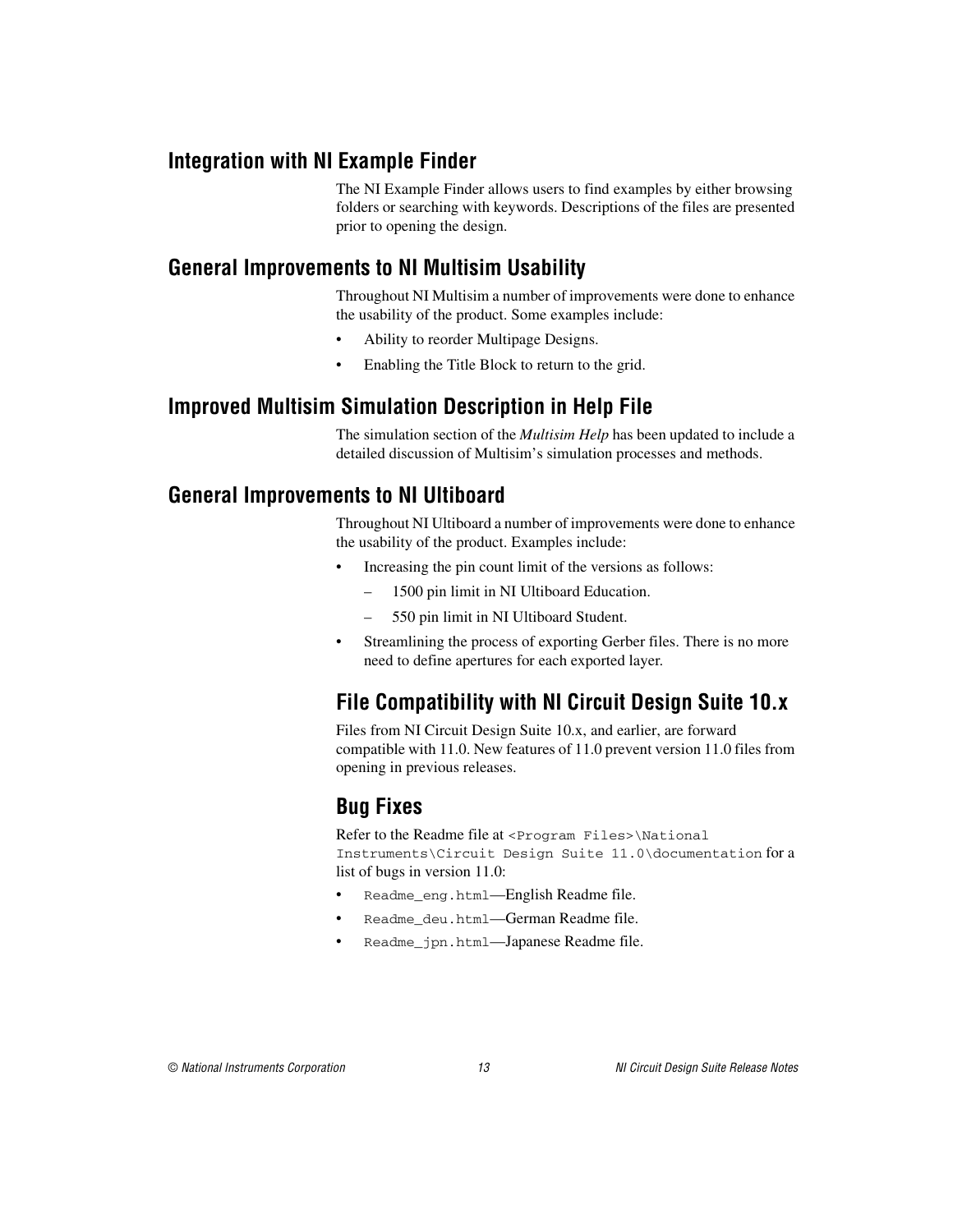### Integration with NI Example Finder

The NI Example Finder allows users to find examples by either browsing folders or searching with keywords. Descriptions of the files are presented prior to opening the design.

### General Improvements to NI Multisim Usability

Throughout NI Multisim a number of improvements were done to enhance the usability of the product. Some examples include:

- Ability to reorder Multipage Designs.
- Enabling the Title Block to return to the grid.

### Improved Multisim Simulation Description in Help File

The simulation section of the *Multisim Help* has been updated to include a detailed discussion of Multisim's simulation processes and methods.

### General Improvements to NI Ultiboard

Throughout NI Ultiboard a number of improvements were done to enhance the usability of the product. Examples include:

- Increasing the pin count limit of the versions as follows:
  - 1500 pin limit in NI Ultiboard Education.
  - 550 pin limit in NI Ultiboard Student.
- Streamlining the process of exporting Gerber files. There is no more need to define apertures for each exported layer.

## File Compatibility with NI Circuit Design Suite 10.x

Files from NI Circuit Design Suite 10.x, and earlier, are forward compatible with 11.0. New features of 11.0 prevent version 11.0 files from opening in previous releases.

## Bug Fixes

Refer to the Readme file at `<Program Files>\National Instruments\Circuit Design Suite 11.0\documentation` for a list of bugs in version 11.0:

- `Readme_eng.html`—English Readme file.
- `Readme_deu.html`—German Readme file.
- `Readme_jpn.html`—Japanese Readme file.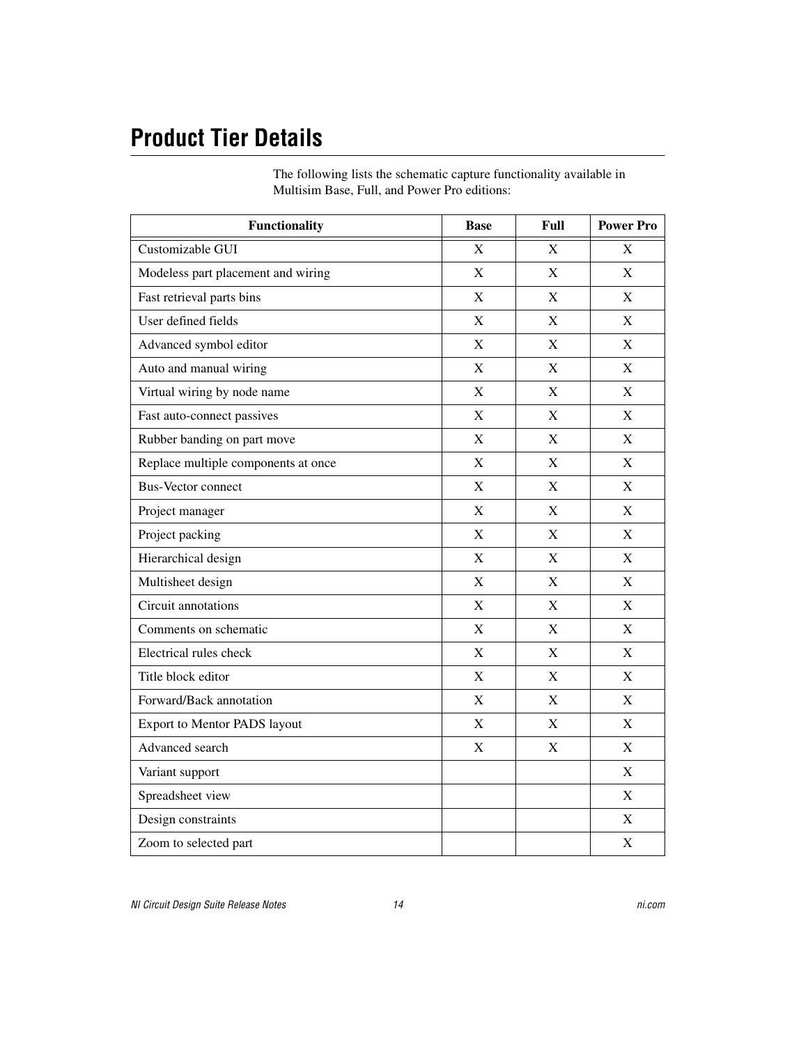# Product Tier Details

The following lists the schematic capture functionality available in Multisim Base, Full, and Power Pro editions:

| Functionality | Base | Full | Power Pro |
|---|---|---|---|
| Customizable GUI | X | X | X |
| Modeless part placement and wiring | X | X | X |
| Fast retrieval parts bins | X | X | X |
| User defined fields | X | X | X |
| Advanced symbol editor | X | X | X |
| Auto and manual wiring | X | X | X |
| Virtual wiring by node name | X | X | X |
| Fast auto-connect passives | X | X | X |
| Rubber banding on part move | X | X | X |
| Replace multiple components at once | X | X | X |
| Bus-Vector connect | X | X | X |
| Project manager | X | X | X |
| Project packing | X | X | X |
| Hierarchical design | X | X | X |
| Multisheet design | X | X | X |
| Circuit annotations | X | X | X |
| Comments on schematic | X | X | X |
| Electrical rules check | X | X | X |
| Title block editor | X | X | X |
| Forward/Back annotation | X | X | X |
| Export to Mentor PADS layout | X | X | X |
| Advanced search | X | X | X |
| Variant support | | | X |
| Spreadsheet view | | | X |
| Design constraints | | | X |
| Zoom to selected part | | | X |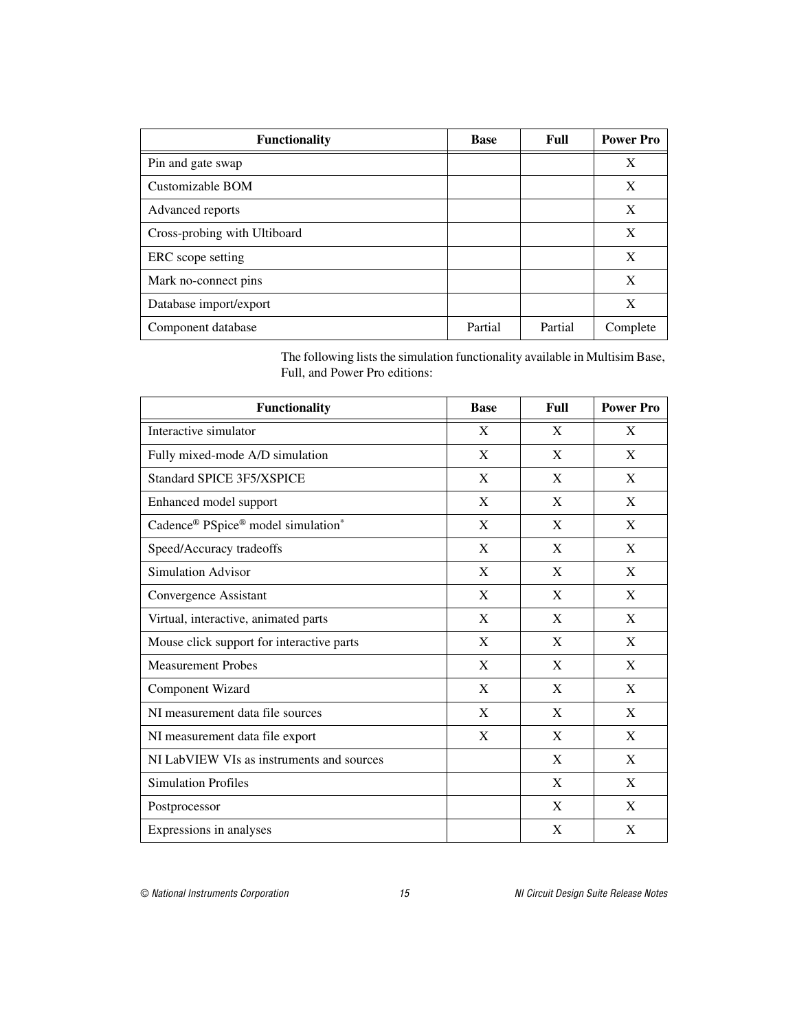| Functionality | Base | Full | Power Pro |
| --- | --- | --- | --- |
| Pin and gate swap | | | X |
| Customizable BOM | | | X |
| Advanced reports | | | X |
| Cross-probing with Ultiboard | | | X |
| ERC scope setting | | | X |
| Mark no-connect pins | | | X |
| Database import/export | | | X |
| Component database | Partial | Partial | Complete |

The following lists the simulation functionality available in Multisim Base, Full, and Power Pro editions:

| Functionality | Base | Full | Power Pro |
| --- | --- | --- | --- |
| Interactive simulator | X | X | X |
| Fully mixed-mode A/D simulation | X | X | X |
| Standard SPICE 3F5/XSPICE | X | X | X |
| Enhanced model support | X | X | X |
| Cadence® PSpice® model simulation* | X | X | X |
| Speed/Accuracy tradeoffs | X | X | X |
| Simulation Advisor | X | X | X |
| Convergence Assistant | X | X | X |
| Virtual, interactive, animated parts | X | X | X |
| Mouse click support for interactive parts | X | X | X |
| Measurement Probes | X | X | X |
| Component Wizard | X | X | X |
| NI measurement data file sources | X | X | X |
| NI measurement data file export | X | X | X |
| NI LabVIEW VIs as instruments and sources | | X | X |
| Simulation Profiles | | X | X |
| Postprocessor | | X | X |
| Expressions in analyses | | X | X |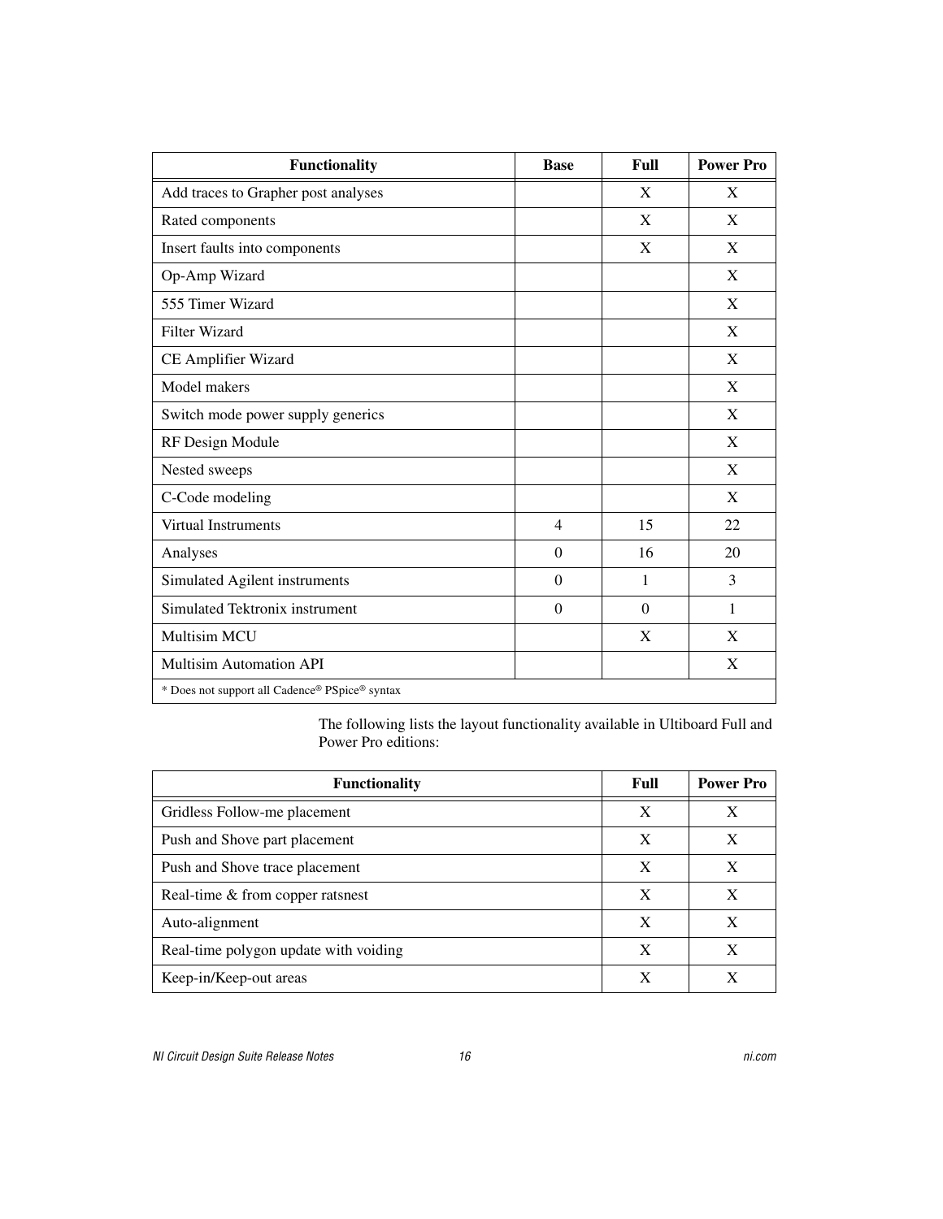| Functionality | Base | Full | Power Pro |
|---|---|---|---|
| Add traces to Grapher post analyses | | X | X |
| Rated components | | X | X |
| Insert faults into components | | X | X |
| Op-Amp Wizard | | | X |
| 555 Timer Wizard | | | X |
| Filter Wizard | | | X |
| CE Amplifier Wizard | | | X |
| Model makers | | | X |
| Switch mode power supply generics | | | X |
| RF Design Module | | | X |
| Nested sweeps | | | X |
| C-Code modeling | | | X |
| Virtual Instruments | 4 | 15 | 22 |
| Analyses | 0 | 16 | 20 |
| Simulated Agilent instruments | 0 | 1 | 3 |
| Simulated Tektronix instrument | 0 | 0 | 1 |
| Multisim MCU | | X | X |
| Multisim Automation API | | | X |
| * Does not support all Cadence® PSpice® syntax | | | |

The following lists the layout functionality available in Ultiboard Full and Power Pro editions:

| Functionality | Full | Power Pro |
|---|---|---|
| Gridless Follow-me placement | X | X |
| Push and Shove part placement | X | X |
| Push and Shove trace placement | X | X |
| Real-time & from copper ratsnest | X | X |
| Auto-alignment | X | X |
| Real-time polygon update with voiding | X | X |
| Keep-in/Keep-out areas | X | X |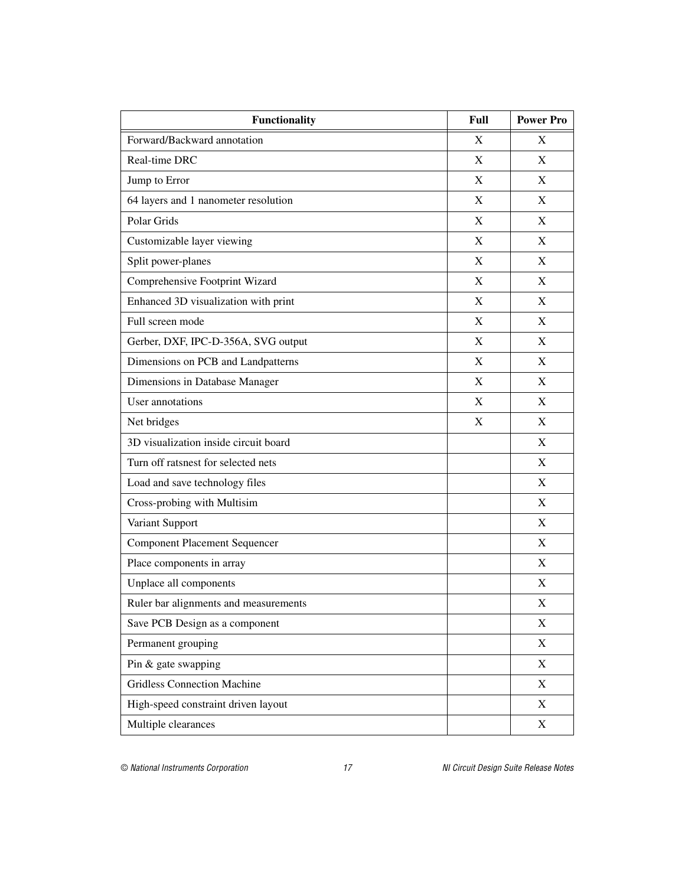| Functionality | Full | Power Pro |
| --- | --- | --- |
| Forward/Backward annotation | X | X |
| Real-time DRC | X | X |
| Jump to Error | X | X |
| 64 layers and 1 nanometer resolution | X | X |
| Polar Grids | X | X |
| Customizable layer viewing | X | X |
| Split power-planes | X | X |
| Comprehensive Footprint Wizard | X | X |
| Enhanced 3D visualization with print | X | X |
| Full screen mode | X | X |
| Gerber, DXF, IPC-D-356A, SVG output | X | X |
| Dimensions on PCB and Landpatterns | X | X |
| Dimensions in Database Manager | X | X |
| User annotations | X | X |
| Net bridges | X | X |
| 3D visualization inside circuit board | | X |
| Turn off ratsnest for selected nets | | X |
| Load and save technology files | | X |
| Cross-probing with Multisim | | X |
| Variant Support | | X |
| Component Placement Sequencer | | X |
| Place components in array | | X |
| Unplace all components | | X |
| Ruler bar alignments and measurements | | X |
| Save PCB Design as a component | | X |
| Permanent grouping | | X |
| Pin & gate swapping | | X |
| Gridless Connection Machine | | X |
| High-speed constraint driven layout | | X |
| Multiple clearances | | X |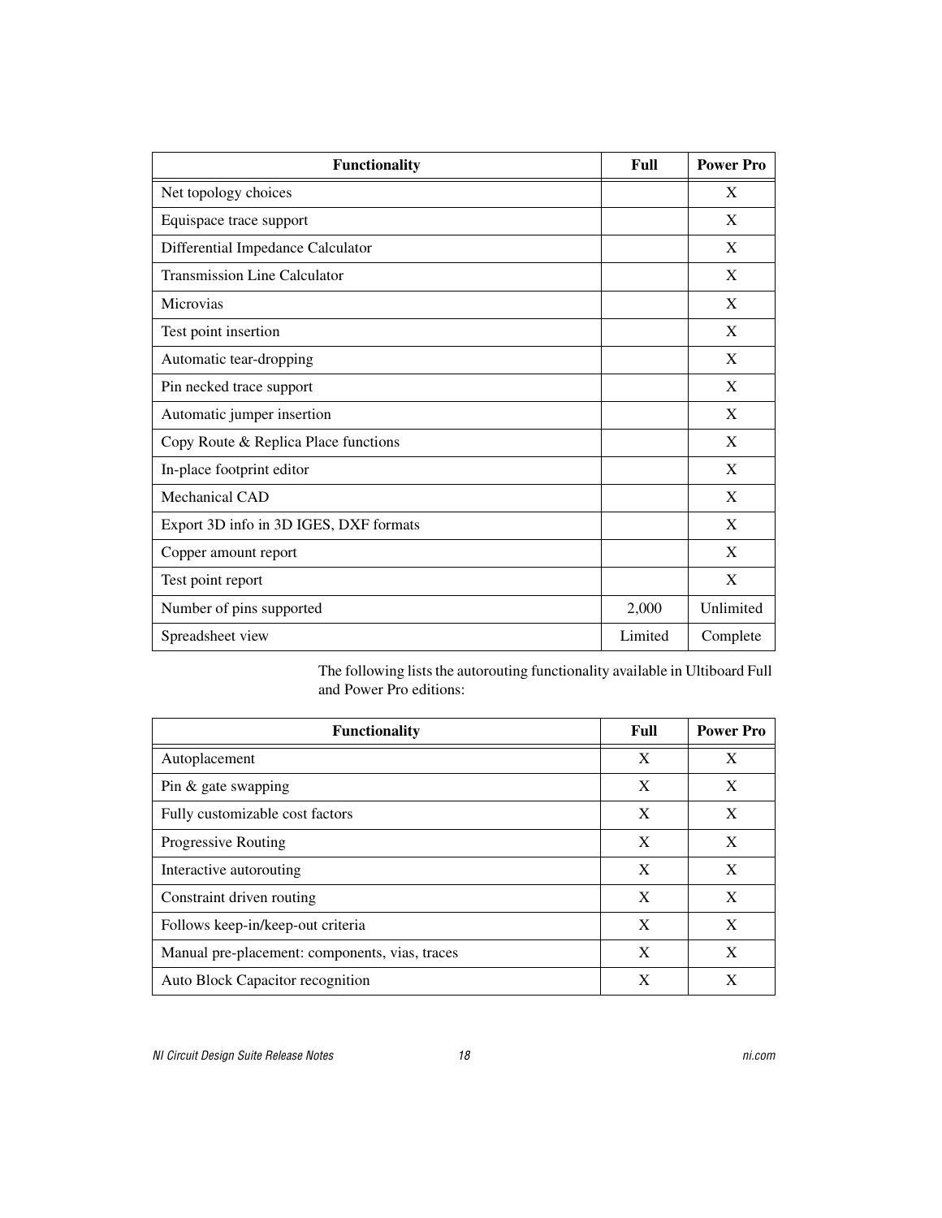| Functionality | Full | Power Pro |
|---|---|---|
| Net topology choices | | X |
| Equispace trace support | | X |
| Differential Impedance Calculator | | X |
| Transmission Line Calculator | | X |
| Microvias | | X |
| Test point insertion | | X |
| Automatic tear-dropping | | X |
| Pin necked trace support | | X |
| Automatic jumper insertion | | X |
| Copy Route & Replica Place functions | | X |
| In-place footprint editor | | X |
| Mechanical CAD | | X |
| Export 3D info in 3D IGES, DXF formats | | X |
| Copper amount report | | X |
| Test point report | | X |
| Number of pins supported | 2,000 | Unlimited |
| Spreadsheet view | Limited | Complete |

The following lists the autorouting functionality available in Ultiboard Full and Power Pro editions:

| Functionality | Full | Power Pro |
|---|---|---|
| Autoplacement | X | X |
| Pin & gate swapping | X | X |
| Fully customizable cost factors | X | X |
| Progressive Routing | X | X |
| Interactive autorouting | X | X |
| Constraint driven routing | X | X |
| Follows keep-in/keep-out criteria | X | X |
| Manual pre-placement: components, vias, traces | X | X |
| Auto Block Capacitor recognition | X | X |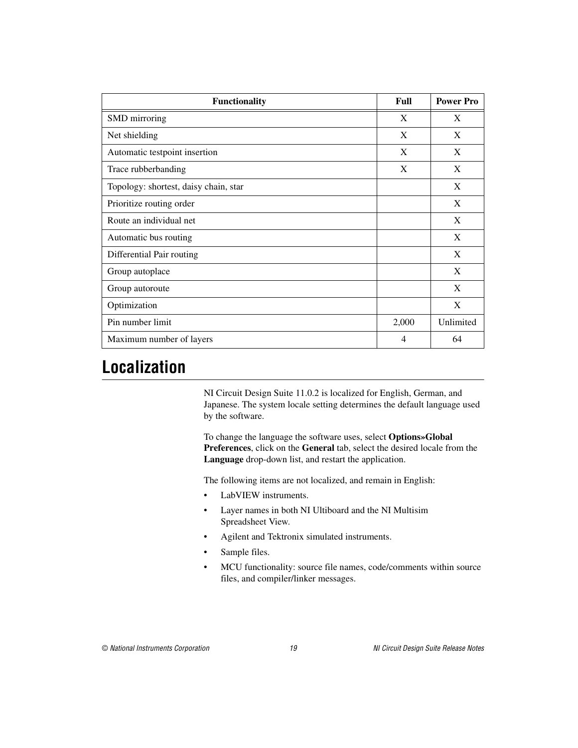| Functionality | Full | Power Pro |
| --- | --- | --- |
| SMD mirroring | X | X |
| Net shielding | X | X |
| Automatic testpoint insertion | X | X |
| Trace rubberbanding | X | X |
| Topology: shortest, daisy chain, star | | X |
| Prioritize routing order | | X |
| Route an individual net | | X |
| Automatic bus routing | | X |
| Differential Pair routing | | X |
| Group autoplace | | X |
| Group autoroute | | X |
| Optimization | | X |
| Pin number limit | 2,000 | Unlimited |
| Maximum number of layers | 4 | 64 |

## Localization

NI Circuit Design Suite 11.0.2 is localized for English, German, and Japanese. The system locale setting determines the default language used by the software.

To change the language the software uses, select **Options»Global Preferences**, click on the **General** tab, select the desired locale from the **Language** drop-down list, and restart the application.

The following items are not localized, and remain in English:

- LabVIEW instruments.
- Layer names in both NI Ultiboard and the NI Multisim Spreadsheet View.
- Agilent and Tektronix simulated instruments.
- Sample files.
- MCU functionality: source file names, code/comments within source files, and compiler/linker messages.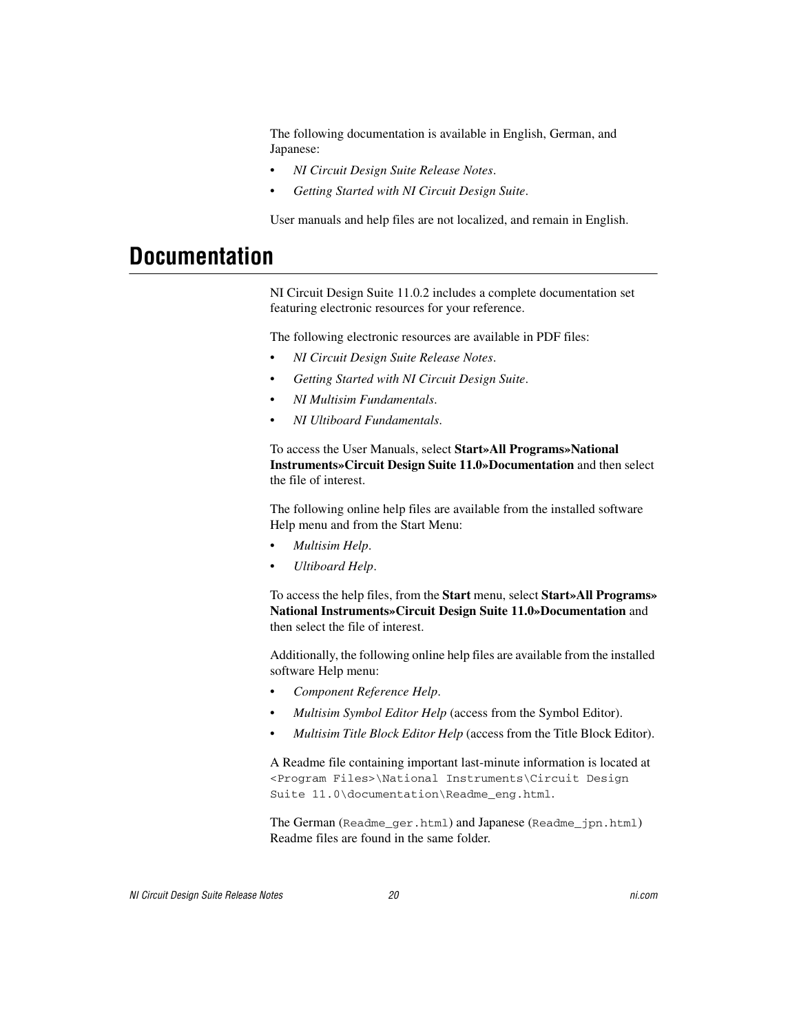The following documentation is available in English, German, and Japanese:

- *NI Circuit Design Suite Release Notes*.
- *Getting Started with NI Circuit Design Suite*.

User manuals and help files are not localized, and remain in English.

# Documentation

NI Circuit Design Suite 11.0.2 includes a complete documentation set featuring electronic resources for your reference.

The following electronic resources are available in PDF files:

- *NI Circuit Design Suite Release Notes*.
- *Getting Started with NI Circuit Design Suite*.
- *NI Multisim Fundamentals*.
- *NI Ultiboard Fundamentals*.

To access the User Manuals, select **Start»All Programs»National Instruments»Circuit Design Suite 11.0»Documentation** and then select the file of interest.

The following online help files are available from the installed software Help menu and from the Start Menu:

- *Multisim Help*.
- *Ultiboard Help*.

To access the help files, from the **Start** menu, select **Start»All Programs» National Instruments»Circuit Design Suite 11.0»Documentation** and then select the file of interest.

Additionally, the following online help files are available from the installed software Help menu:

- *Component Reference Help*.
- *Multisim Symbol Editor Help* (access from the Symbol Editor).
- *Multisim Title Block Editor Help* (access from the Title Block Editor).

A Readme file containing important last-minute information is located at `<Program Files>\National Instruments\Circuit Design Suite 11.0\documentation\Readme_eng.html`.

The German (`Readme_ger.html`) and Japanese (`Readme_jpn.html`) Readme files are found in the same folder.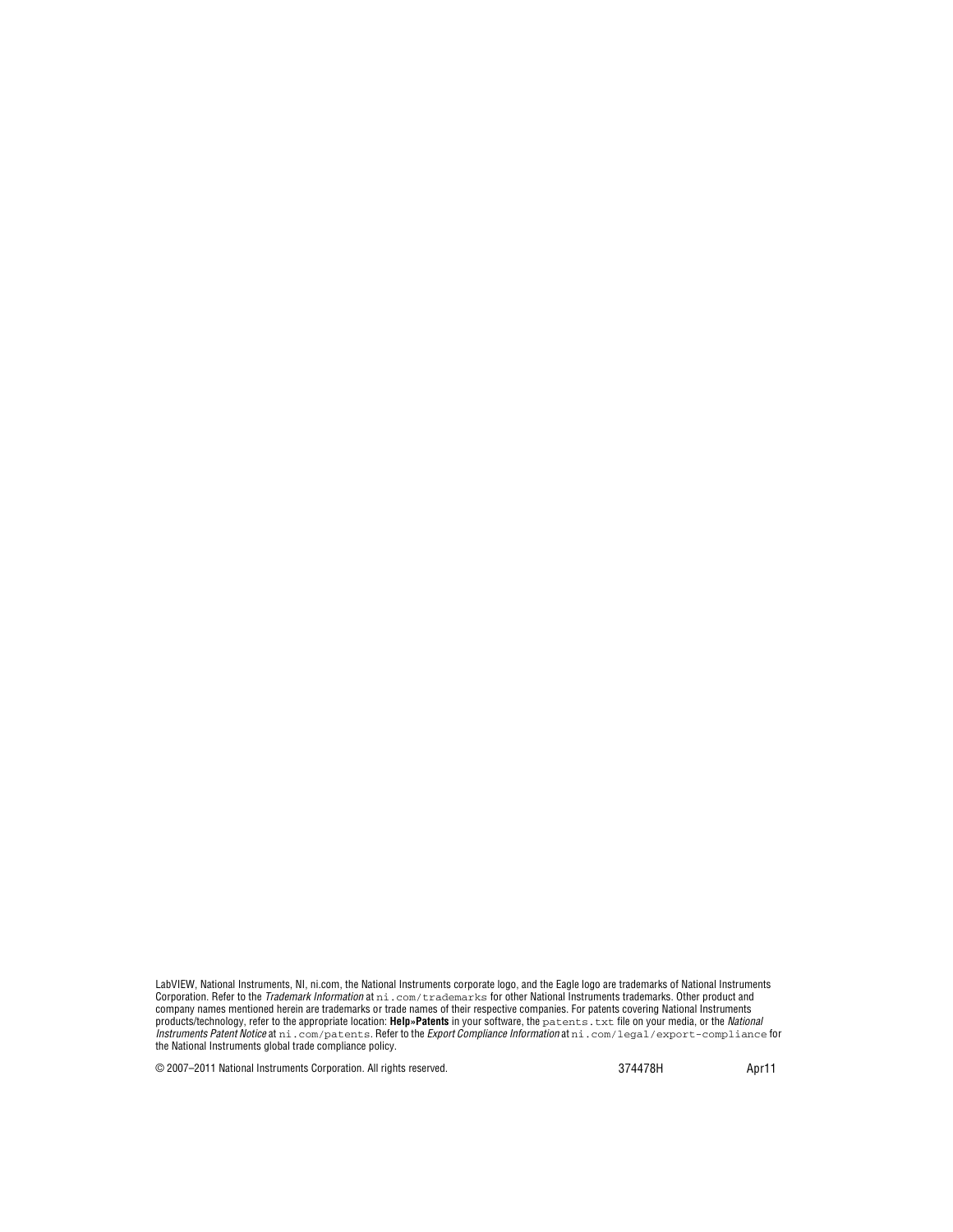LabVIEW, National Instruments, NI, ni.com, the National Instruments corporate logo, and the Eagle logo are trademarks of National Instruments Corporation. Refer to the *Trademark Information* at `ni.com/trademarks` for other National Instruments trademarks. Other product and company names mentioned herein are trademarks or trade names of their respective companies. For patents covering National Instruments products/technology, refer to the appropriate location: **Help»Patents** in your software, the `patents.txt` file on your media, or the *National Instruments Patent Notice* at `ni.com/patents`. Refer to the *Export Compliance Information* at `ni.com/legal/export-compliance` for the National Instruments global trade compliance policy.

© 2007–2011 National Instruments Corporation. All rights reserved. 374478H Apr11